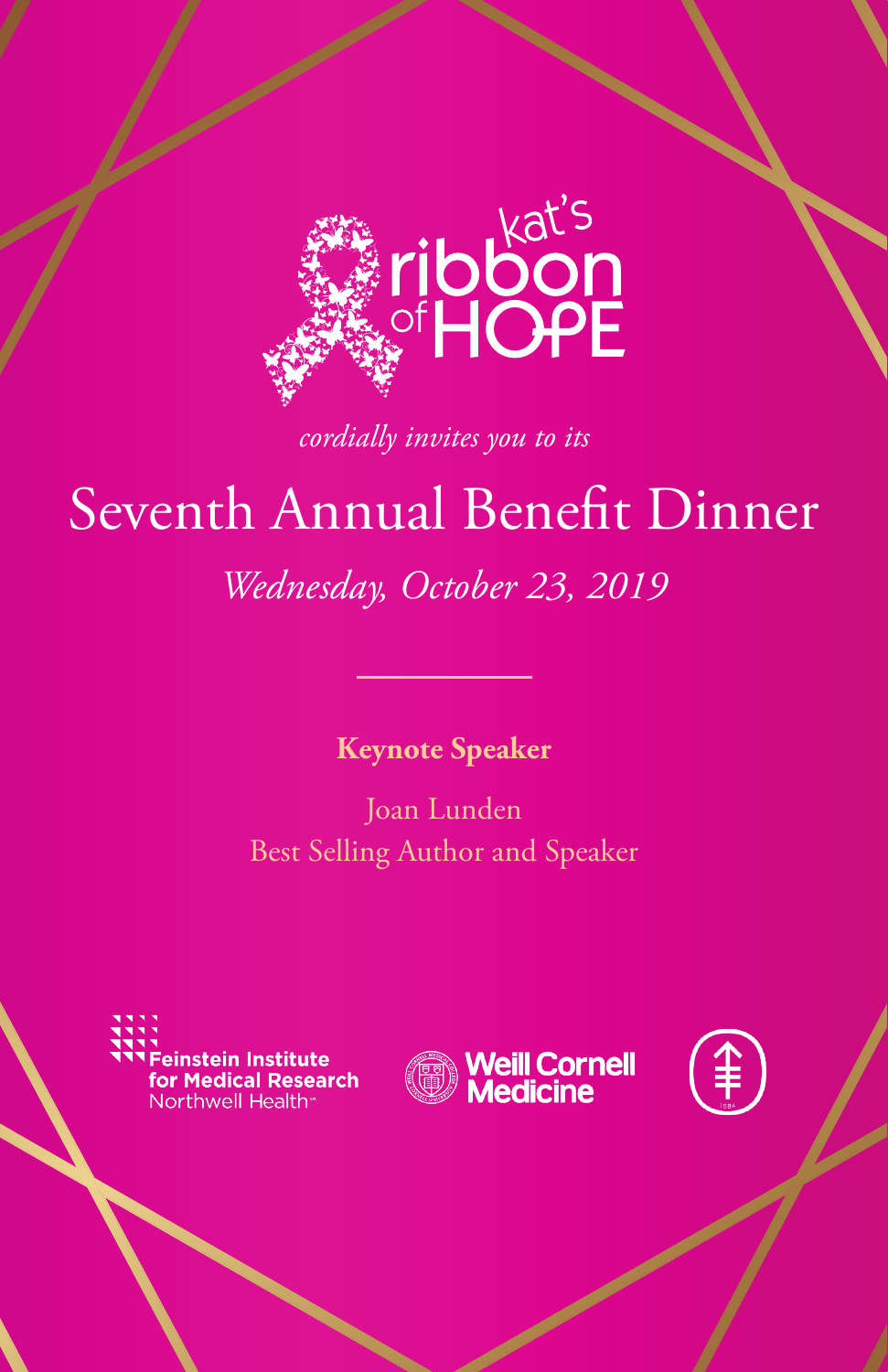kat's ribbon of HOPE

*cordially invites you to its*

# Seventh Annual Benefit Dinner

*Wednesday, October 23, 2019*

**Keynote Speaker**

Joan Lunden
Best Selling Author and Speaker

Feinstein Institute for Medical Research
Northwell Health

Weill Cornell Medicine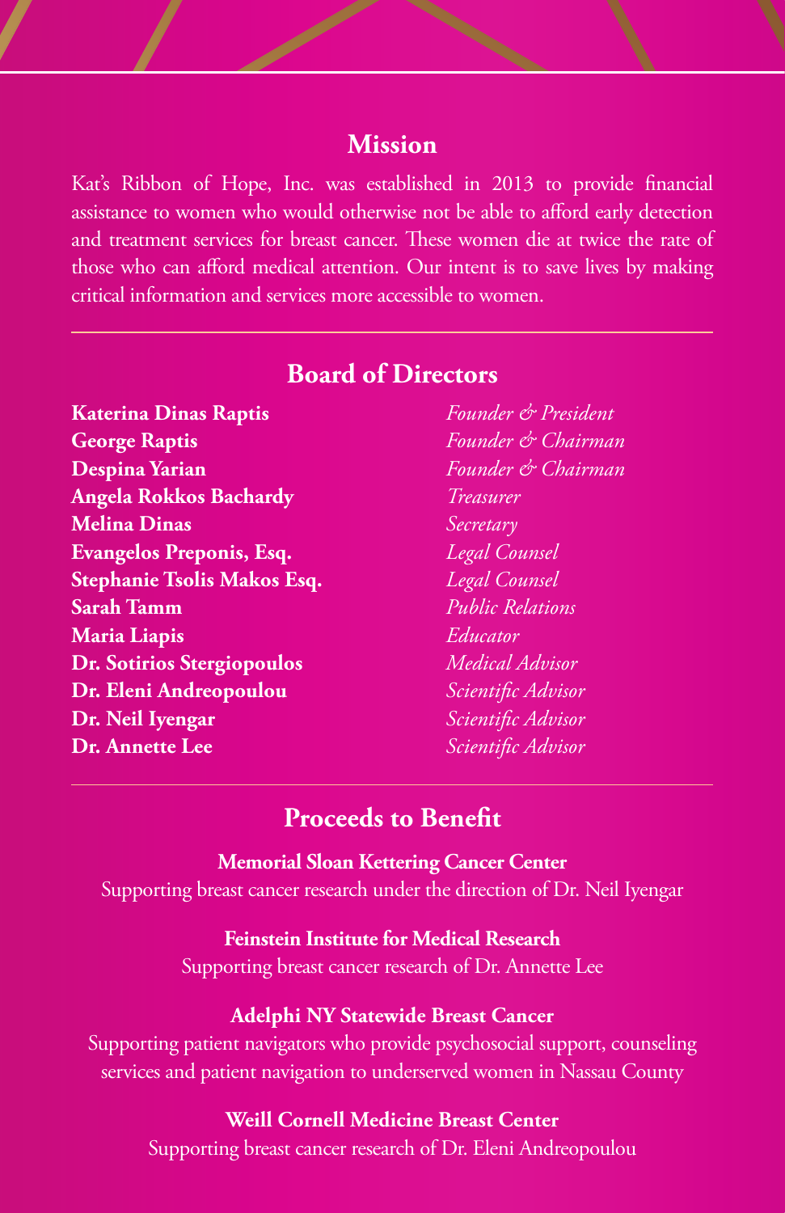## Mission

Kat's Ribbon of Hope, Inc. was established in 2013 to provide financial assistance to women who would otherwise not be able to afford early detection and treatment services for breast cancer. These women die at twice the rate of those who can afford medical attention. Our intent is to save lives by making critical information and services more accessible to women.

---

## Board of Directors

| | |
|---|---|
| **Katerina Dinas Raptis** | *Founder & President* |
| **George Raptis** | *Founder & Chairman* |
| **Despina Yarian** | *Founder & Chairman* |
| **Angela Rokkos Bachardy** | *Treasurer* |
| **Melina Dinas** | *Secretary* |
| **Evangelos Preponis, Esq.** | *Legal Counsel* |
| **Stephanie Tsolis Makos Esq.** | *Legal Counsel* |
| **Sarah Tamm** | *Public Relations* |
| **Maria Liapis** | *Educator* |
| **Dr. Sotirios Stergiopoulos** | *Medical Advisor* |
| **Dr. Eleni Andreopoulou** | *Scientific Advisor* |
| **Dr. Neil Iyengar** | *Scientific Advisor* |
| **Dr. Annette Lee** | *Scientific Advisor* |

---

## Proceeds to Benefit

**Memorial Sloan Kettering Cancer Center**
Supporting breast cancer research under the direction of Dr. Neil Iyengar

**Feinstein Institute for Medical Research**
Supporting breast cancer research of Dr. Annette Lee

**Adelphi NY Statewide Breast Cancer**
Supporting patient navigators who provide psychosocial support, counseling services and patient navigation to underserved women in Nassau County

**Weill Cornell Medicine Breast Center**
Supporting breast cancer research of Dr. Eleni Andreopoulou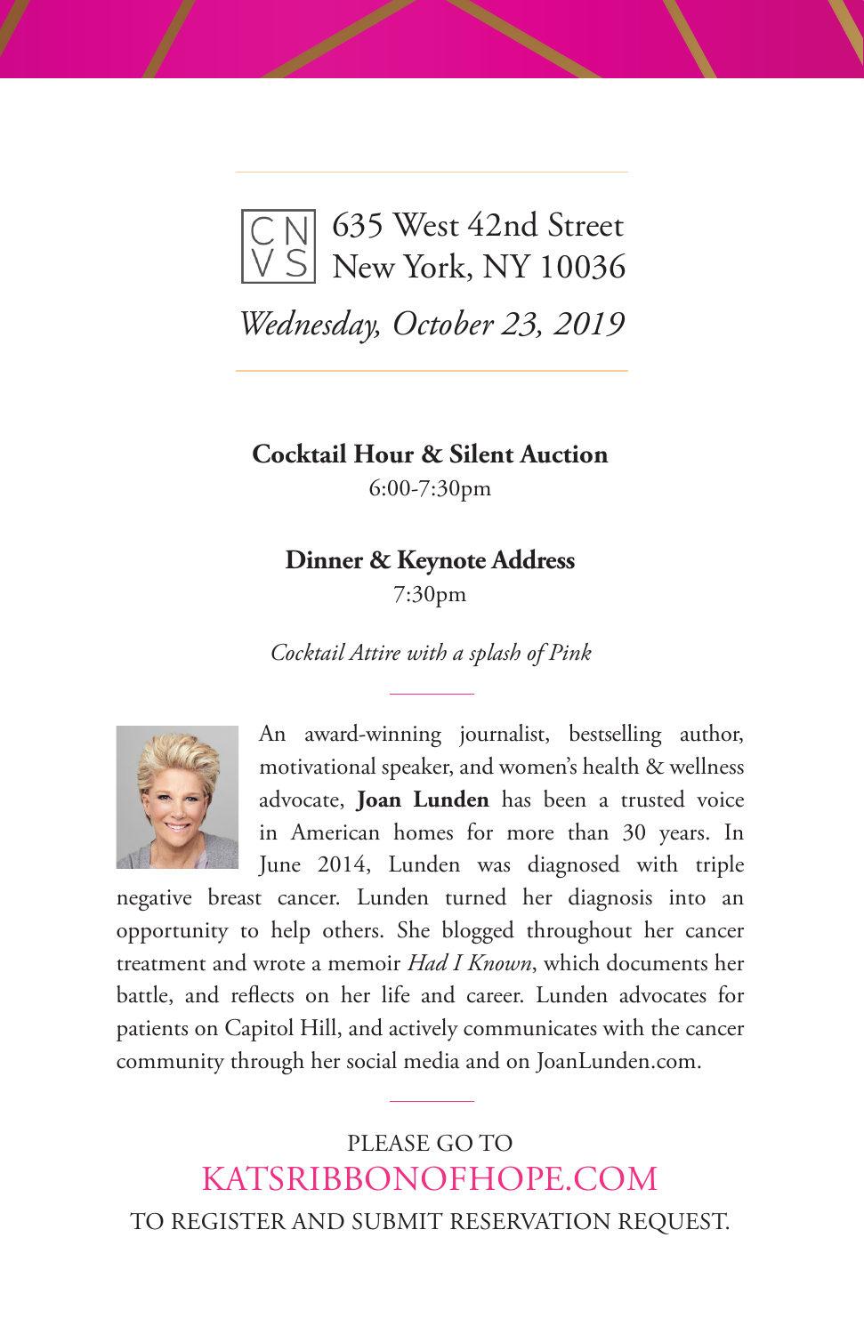CN
VS

635 West 42nd Street
New York, NY 10036

*Wednesday, October 23, 2019*

**Cocktail Hour & Silent Auction**

6:00-7:30pm

**Dinner & Keynote Address**

7:30pm

*Cocktail Attire with a splash of Pink*

An award-winning journalist, bestselling author, motivational speaker, and women's health & wellness advocate, **Joan Lunden** has been a trusted voice in American homes for more than 30 years. In June 2014, Lunden was diagnosed with triple negative breast cancer. Lunden turned her diagnosis into an opportunity to help others. She blogged throughout her cancer treatment and wrote a memoir *Had I Known*, which documents her battle, and reflects on her life and career. Lunden advocates for patients on Capitol Hill, and actively communicates with the cancer community through her social media and on JoanLunden.com.

PLEASE GO TO

KATSRIBBONOFHOPE.COM

TO REGISTER AND SUBMIT RESERVATION REQUEST.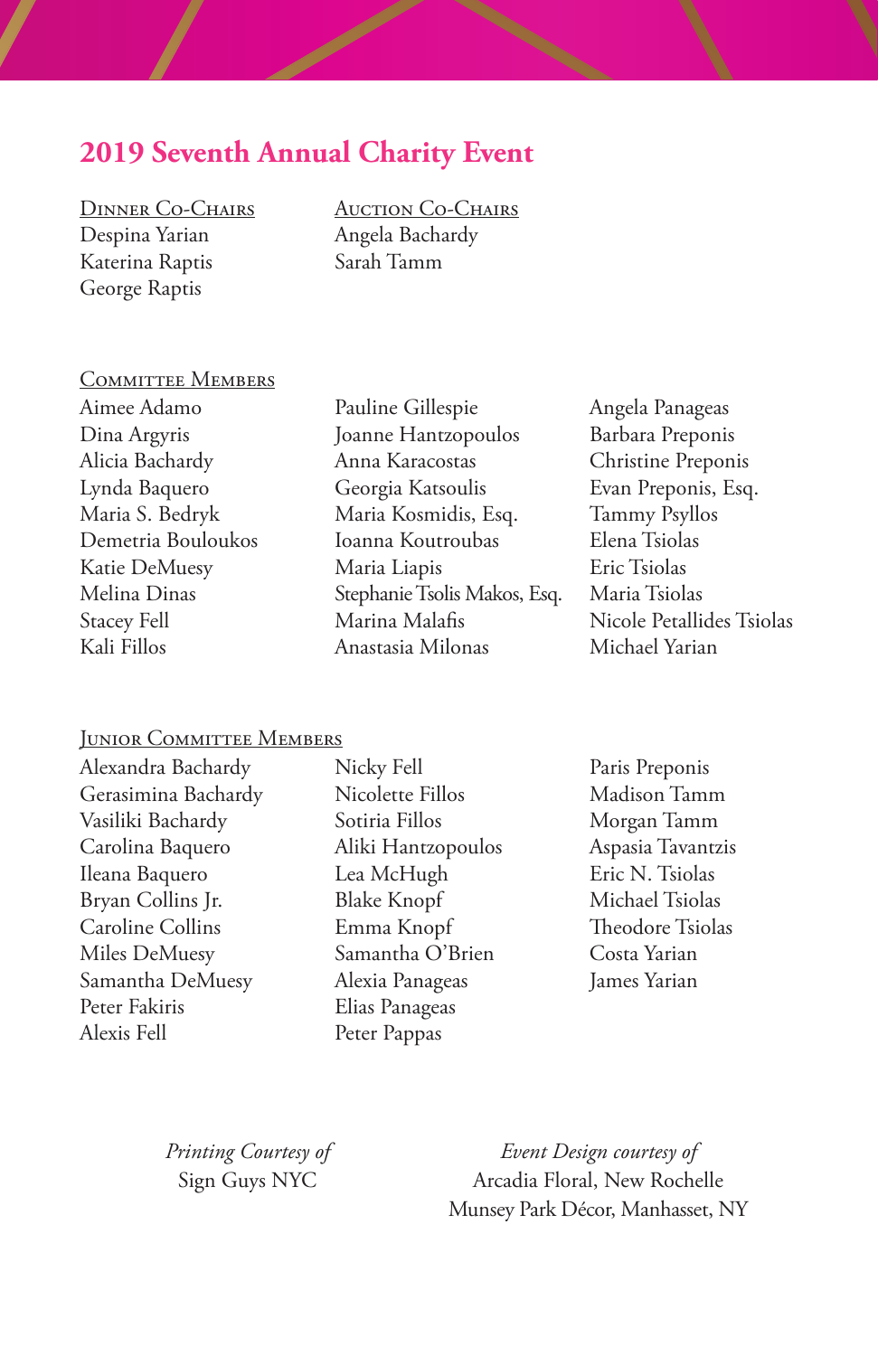# 2019 Seventh Annual Charity Event

### Dinner Co-Chairs

Despina Yarian
Katerina Raptis
George Raptis

### Auction Co-Chairs

Angela Bachardy
Sarah Tamm

### Committee Members

Aimee Adamo
Dina Argyris
Alicia Bachardy
Lynda Baquero
Maria S. Bedryk
Demetria Bouloukos
Katie DeMuesy
Melina Dinas
Stacey Fell
Kali Fillos
Pauline Gillespie
Joanne Hantzopoulos
Anna Karacostas
Georgia Katsoulis
Maria Kosmidis, Esq.
Ioanna Koutroubas
Maria Liapis
Stephanie Tsolis Makos, Esq.
Marina Malafis
Anastasia Milonas
Angela Panageas
Barbara Preponis
Christine Preponis
Evan Preponis, Esq.
Tammy Psyllos
Elena Tsiolas
Eric Tsiolas
Maria Tsiolas
Nicole Petallides Tsiolas
Michael Yarian

### Junior Committee Members

Alexandra Bachardy
Gerasimina Bachardy
Vasiliki Bachardy
Carolina Baquero
Ileana Baquero
Bryan Collins Jr.
Caroline Collins
Miles DeMuesy
Samantha DeMuesy
Peter Fakiris
Alexis Fell
Nicky Fell
Nicolette Fillos
Sotiria Fillos
Aliki Hantzopoulos
Lea McHugh
Blake Knopf
Emma Knopf
Samantha O'Brien
Alexia Panageas
Elias Panageas
Peter Pappas
Paris Preponis
Madison Tamm
Morgan Tamm
Aspasia Tavantzis
Eric N. Tsiolas
Michael Tsiolas
Theodore Tsiolas
Costa Yarian
James Yarian

*Printing Courtesy of*
Sign Guys NYC

*Event Design courtesy of*
Arcadia Floral, New Rochelle
Munsey Park Décor, Manhasset, NY